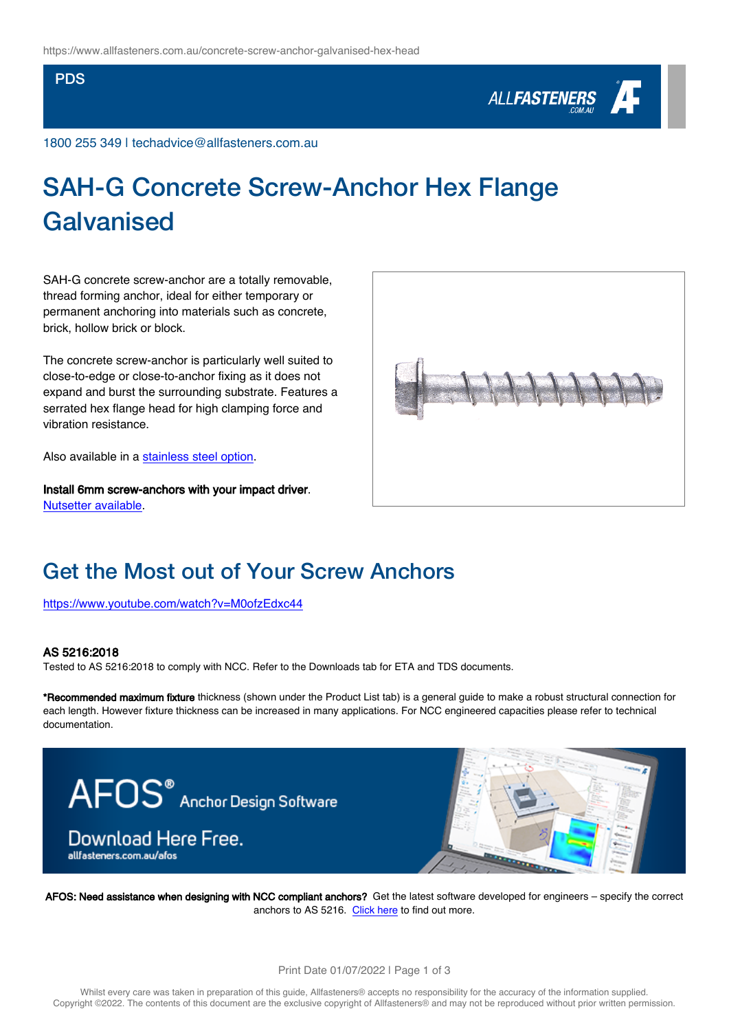https://www.allfasteners.com.au/concrete-screw-anchor-galvanised-hex-head

PDS

1800 255 349 | techadvice@allfasteners.com.au

# SAH-G Concrete Screw-Anchor Hex Flange Galvanised

SAH-G concrete screw-anchor are a totally removable, thread forming anchor, ideal for either temporary or permanent anchoring into materials such as concrete, brick, hollow brick or block.

The concrete screw-anchor is particularly well suited to close-to-edge or close-to-anchor fixing as it does not expand and burst the surrounding substrate. Features a serrated hex flange head for high clamping force and vibration resistance.

Also available in a stainless steel option.

**Install 6mm screw-anchors with your impact driver**.
Nutsetter available.

## Get the Most out of Your Screw Anchors

https://www.youtube.com/watch?v=M0ofzEdxc44

**AS 5216:2018**
Tested to AS 5216:2018 to comply with NCC. Refer to the Downloads tab for ETA and TDS documents.

**\*Recommended maximum fixture** thickness (shown under the Product List tab) is a general guide to make a robust structural connection for each length. However fixture thickness can be increased in many applications. For NCC engineered capacities please refer to technical documentation.

AFOS® Anchor Design Software

Download Here Free.
allfasteners.com.au/afos

**AFOS: Need assistance when designing with NCC compliant anchors?** Get the latest software developed for engineers – specify the correct anchors to AS 5216. Click here to find out more.

Print Date 01/07/2022

Whilst every care was taken in preparation of this guide, Allfasteners® accepts no responsibility for the accuracy of the information supplied.
Copyright ©2022. The contents of this document are the exclusive copyright of Allfasteners® and may not be reproduced without prior written permission.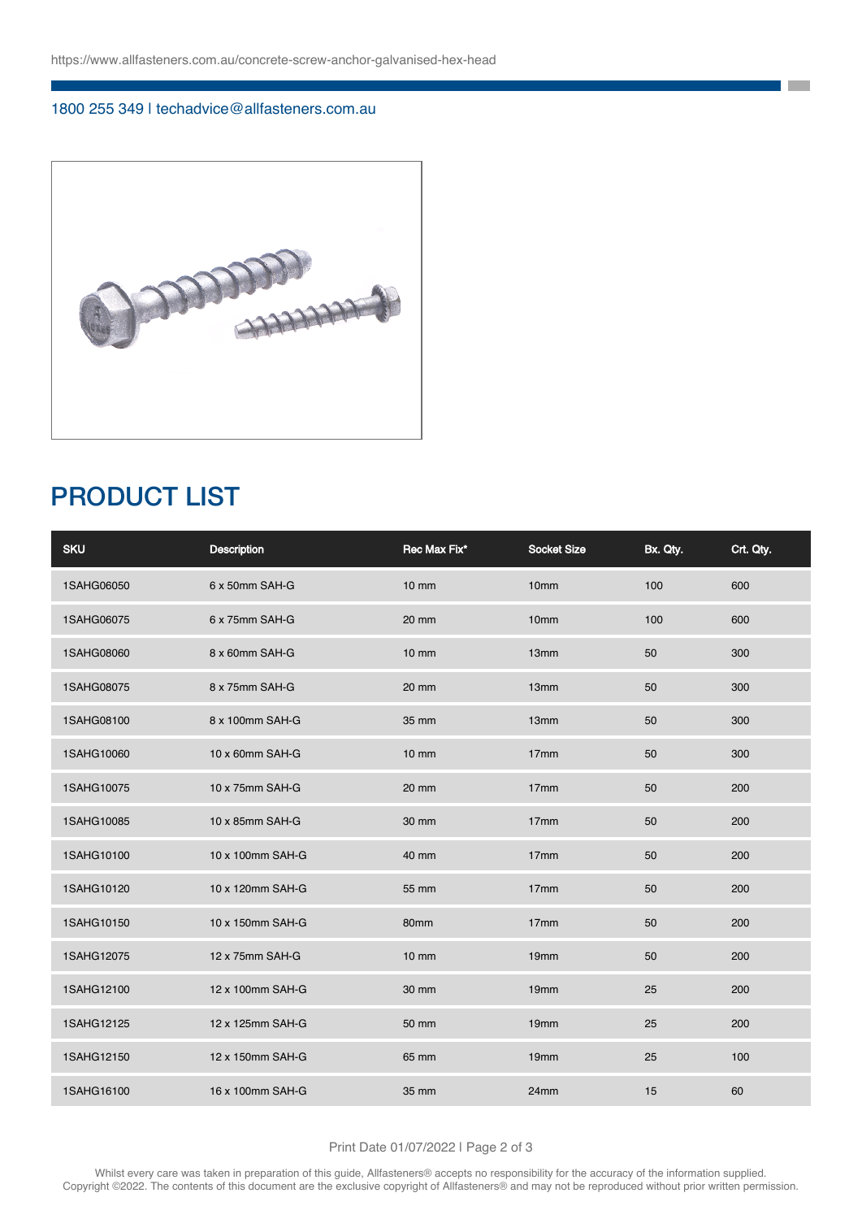https://www.allfasteners.com.au/concrete-screw-anchor-galvanised-hex-head

1800 255 349 | techadvice@allfasteners.com.au

## PRODUCT LIST

| SKU | Description | Rec Max Fix* | Socket Size | Bx. Qty. | Crt. Qty. |
|---|---|---|---|---|---|
| 1SAHG06050 | 6 x 50mm SAH-G | 10 mm | 10mm | 100 | 600 |
| 1SAHG06075 | 6 x 75mm SAH-G | 20 mm | 10mm | 100 | 600 |
| 1SAHG08060 | 8 x 60mm SAH-G | 10 mm | 13mm | 50 | 300 |
| 1SAHG08075 | 8 x 75mm SAH-G | 20 mm | 13mm | 50 | 300 |
| 1SAHG08100 | 8 x 100mm SAH-G | 35 mm | 13mm | 50 | 300 |
| 1SAHG10060 | 10 x 60mm SAH-G | 10 mm | 17mm | 50 | 300 |
| 1SAHG10075 | 10 x 75mm SAH-G | 20 mm | 17mm | 50 | 200 |
| 1SAHG10085 | 10 x 85mm SAH-G | 30 mm | 17mm | 50 | 200 |
| 1SAHG10100 | 10 x 100mm SAH-G | 40 mm | 17mm | 50 | 200 |
| 1SAHG10120 | 10 x 120mm SAH-G | 55 mm | 17mm | 50 | 200 |
| 1SAHG10150 | 10 x 150mm SAH-G | 80mm | 17mm | 50 | 200 |
| 1SAHG12075 | 12 x 75mm SAH-G | 10 mm | 19mm | 50 | 200 |
| 1SAHG12100 | 12 x 100mm SAH-G | 30 mm | 19mm | 25 | 200 |
| 1SAHG12125 | 12 x 125mm SAH-G | 50 mm | 19mm | 25 | 200 |
| 1SAHG12150 | 12 x 150mm SAH-G | 65 mm | 19mm | 25 | 100 |
| 1SAHG16100 | 16 x 100mm SAH-G | 35 mm | 24mm | 15 | 60 |

Print Date 01/07/2022

Whilst every care was taken in preparation of this guide, Allfasteners® accepts no responsibility for the accuracy of the information supplied. Copyright ©2022. The contents of this document are the exclusive copyright of Allfasteners® and may not be reproduced without prior written permission.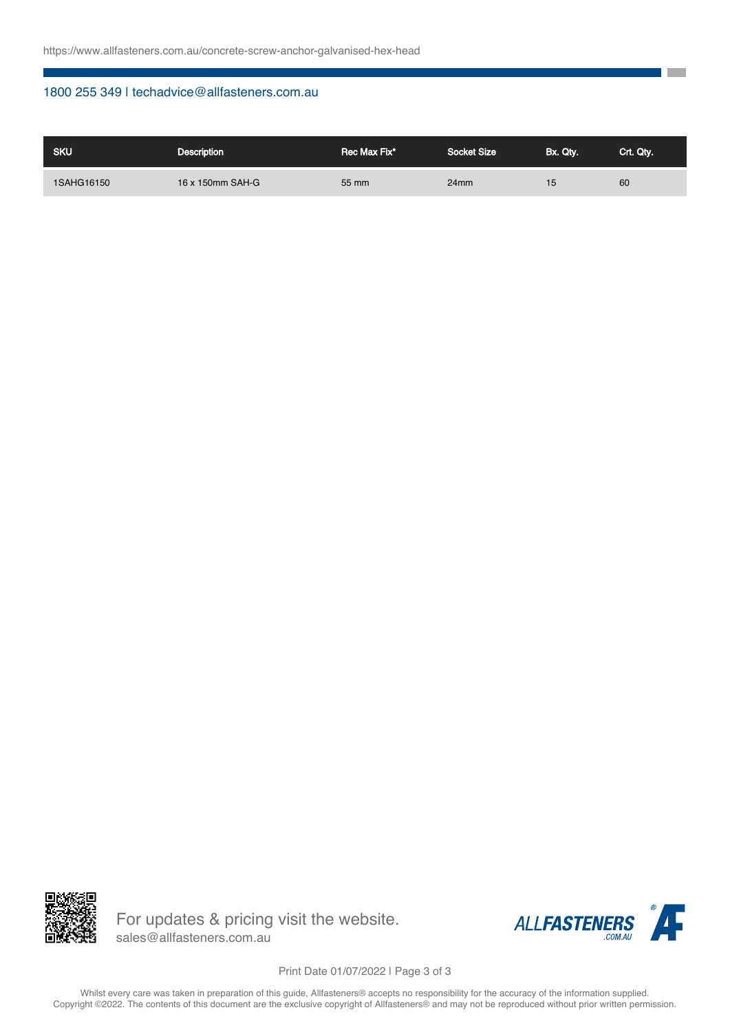| SKU | Description | Rec Max Fix* | Socket Size | Bx. Qty. | Crt. Qty. |
|---|---|---|---|---|---|
| 1SAHG16150 | 16 x 150mm SAH-G | 55 mm | 24mm | 15 | 60 |

For updates & pricing visit the website.
sales@allfasteners.com.au

Whilst every care was taken in preparation of this guide, Allfasteners® accepts no responsibility for the accuracy of the information supplied.
Copyright ©2022. The contents of this document are the exclusive copyright of Allfasteners® and may not be reproduced without prior written permission.